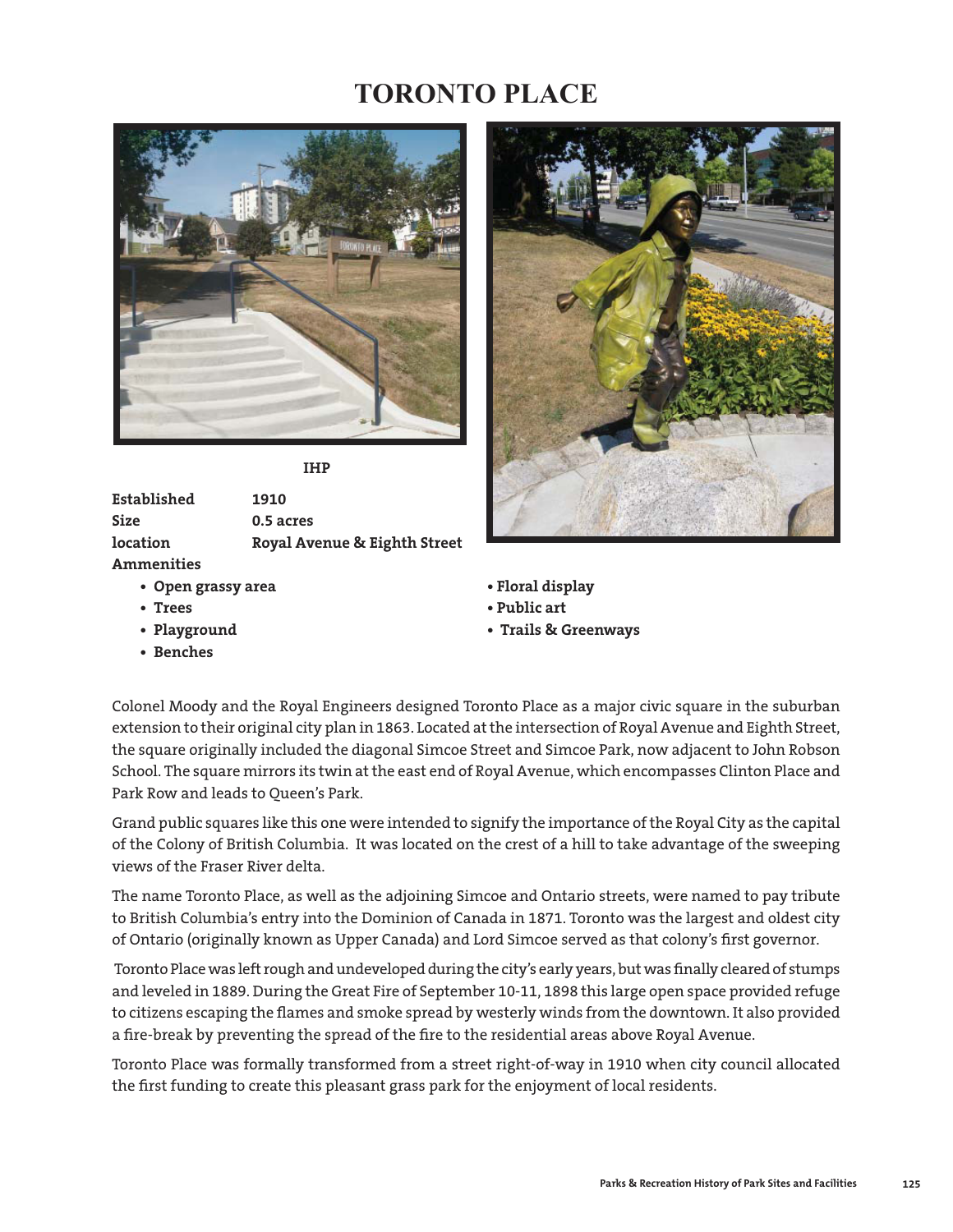# TORONTO PLACE

**IHP**

| | |
|---|---|
| **Established** | **1910** |
| **Size** | **0.5 acres** |
| **location** | **Royal Avenue & Eighth Street** |

**Ammenities**

- **Open grassy area**
- **Trees**
- **Playground**
- **Benches**
- **Floral display**
- **Public art**
- **Trails & Greenways**

Colonel Moody and the Royal Engineers designed Toronto Place as a major civic square in the suburban extension to their original city plan in 1863. Located at the intersection of Royal Avenue and Eighth Street, the square originally included the diagonal Simcoe Street and Simcoe Park, now adjacent to John Robson School. The square mirrors its twin at the east end of Royal Avenue, which encompasses Clinton Place and Park Row and leads to Queen's Park.

Grand public squares like this one were intended to signify the importance of the Royal City as the capital of the Colony of British Columbia. It was located on the crest of a hill to take advantage of the sweeping views of the Fraser River delta.

The name Toronto Place, as well as the adjoining Simcoe and Ontario streets, were named to pay tribute to British Columbia's entry into the Dominion of Canada in 1871. Toronto was the largest and oldest city of Ontario (originally known as Upper Canada) and Lord Simcoe served as that colony's first governor.

Toronto Place was left rough and undeveloped during the city's early years, but was finally cleared of stumps and leveled in 1889. During the Great Fire of September 10-11, 1898 this large open space provided refuge to citizens escaping the flames and smoke spread by westerly winds from the downtown. It also provided a fire-break by preventing the spread of the fire to the residential areas above Royal Avenue.

Toronto Place was formally transformed from a street right-of-way in 1910 when city council allocated the first funding to create this pleasant grass park for the enjoyment of local residents.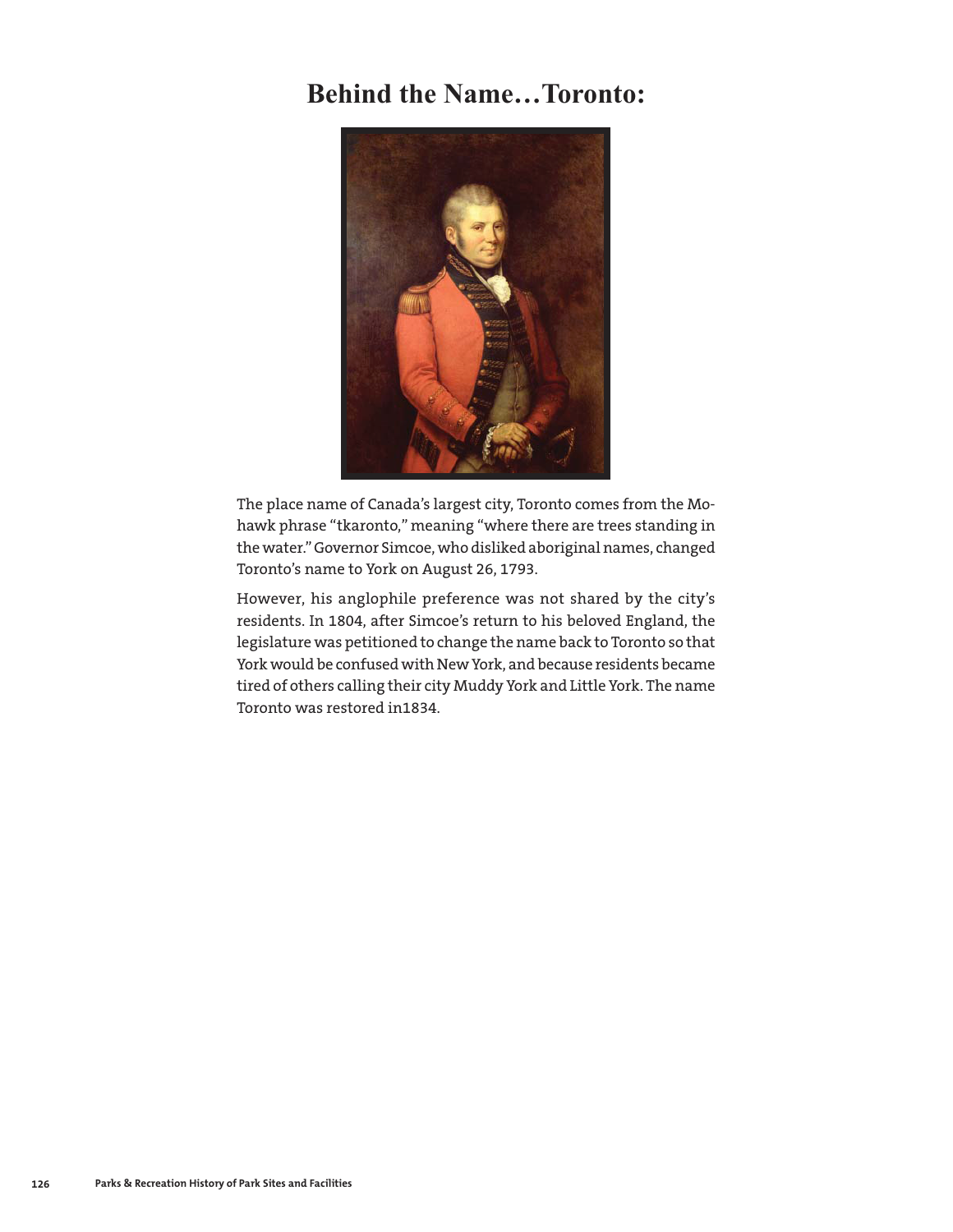# Behind the Name…Toronto:

The place name of Canada's largest city, Toronto comes from the Mohawk phrase "tkaronto," meaning "where there are trees standing in the water." Governor Simcoe, who disliked aboriginal names, changed Toronto's name to York on August 26, 1793.

However, his anglophile preference was not shared by the city's residents. In 1804, after Simcoe's return to his beloved England, the legislature was petitioned to change the name back to Toronto so that York would be confused with New York, and because residents became tired of others calling their city Muddy York and Little York. The name Toronto was restored in1834.